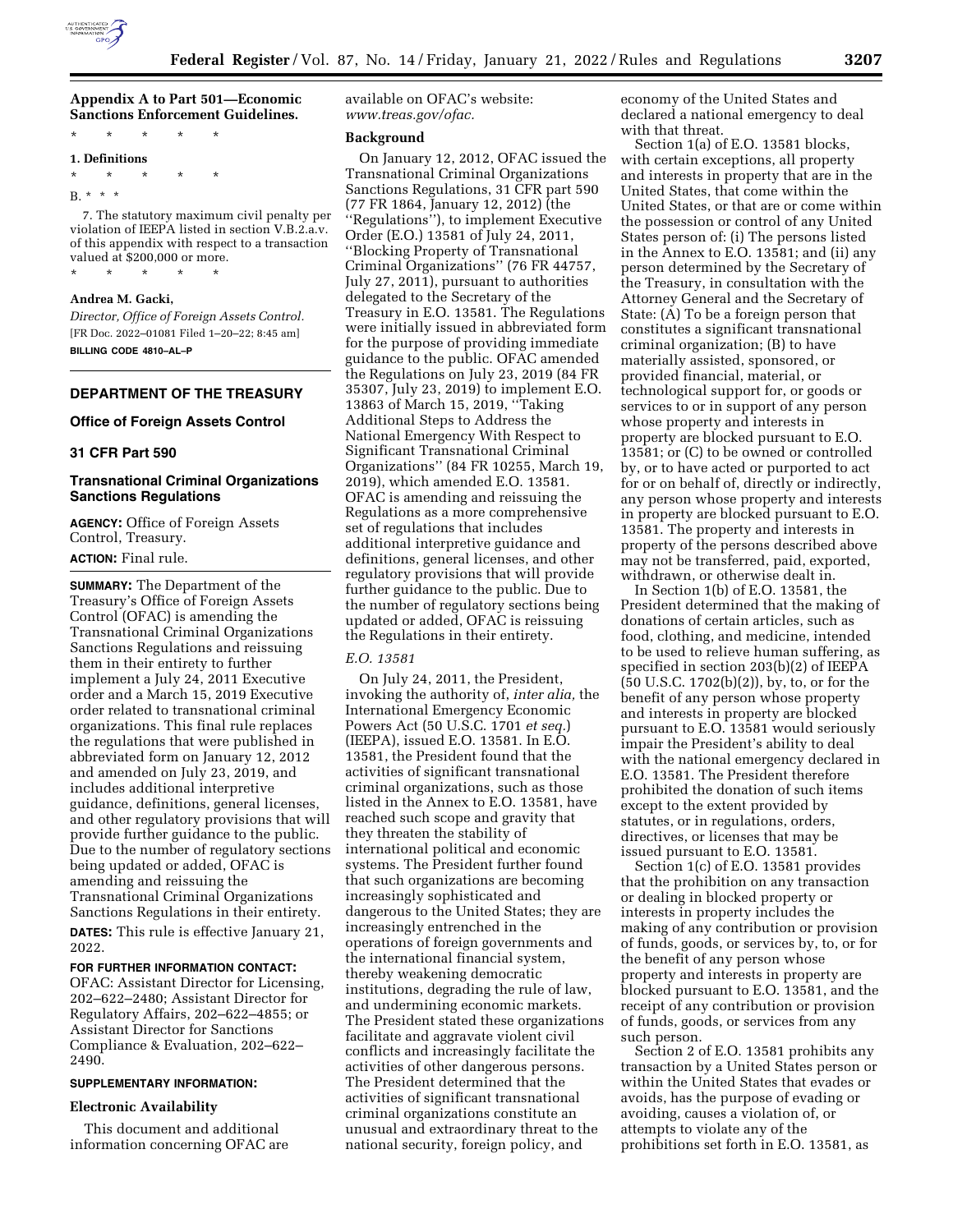**Appendix A to Part 501—Economic Sanctions Enforcement Guidelines.**

\* \* \* \* \*

**1. Definitions**

\* \* \* \* \*

B. \* \* \*

7. The statutory maximum civil penalty per violation of IEEPA listed in section V.B.2.a.v. of this appendix with respect to a transaction valued at $200,000 or more.

\* \* \* \* \*

**Andrea M. Gacki,**

*Director, Office of Foreign Assets Control.*

[FR Doc. 2022–01081 Filed 1–20–22; 8:45 am]

**BILLING CODE 4810–AL–P**

## DEPARTMENT OF THE TREASURY

### Office of Foreign Assets Control

### 31 CFR Part 590

### Transnational Criminal Organizations Sanctions Regulations

**AGENCY:** Office of Foreign Assets Control, Treasury.

**ACTION:** Final rule.

**SUMMARY:** The Department of the Treasury's Office of Foreign Assets Control (OFAC) is amending the Transnational Criminal Organizations Sanctions Regulations and reissuing them in their entirety to further implement a July 24, 2011 Executive order and a March 15, 2019 Executive order related to transnational criminal organizations. This final rule replaces the regulations that were published in abbreviated form on January 12, 2012 and amended on July 23, 2019, and includes additional interpretive guidance, definitions, general licenses, and other regulatory provisions that will provide further guidance to the public. Due to the number of regulatory sections being updated or added, OFAC is amending and reissuing the Transnational Criminal Organizations Sanctions Regulations in their entirety.

**DATES:** This rule is effective January 21, 2022.

**FOR FURTHER INFORMATION CONTACT:** OFAC: Assistant Director for Licensing, 202–622–2480; Assistant Director for Regulatory Affairs, 202–622–4855; or Assistant Director for Sanctions Compliance & Evaluation, 202–622–2490.

**SUPPLEMENTARY INFORMATION:**

**Electronic Availability**

This document and additional information concerning OFAC are available on OFAC's website: *www.treas.gov/ofac.*

**Background**

On January 12, 2012, OFAC issued the Transnational Criminal Organizations Sanctions Regulations, 31 CFR part 590 (77 FR 1864, January 12, 2012) (the "Regulations"), to implement Executive Order (E.O.) 13581 of July 24, 2011, "Blocking Property of Transnational Criminal Organizations" (76 FR 44757, July 27, 2011), pursuant to authorities delegated to the Secretary of the Treasury in E.O. 13581. The Regulations were initially issued in abbreviated form for the purpose of providing immediate guidance to the public. OFAC amended the Regulations on July 23, 2019 (84 FR 35307, July 23, 2019) to implement E.O. 13863 of March 15, 2019, "Taking Additional Steps to Address the National Emergency With Respect to Significant Transnational Criminal Organizations" (84 FR 10255, March 19, 2019), which amended E.O. 13581. OFAC is amending and reissuing the Regulations as a more comprehensive set of regulations that includes additional interpretive guidance and definitions, general licenses, and other regulatory provisions that will provide further guidance to the public. Due to the number of regulatory sections being updated or added, OFAC is reissuing the Regulations in their entirety.

*E.O. 13581*

On July 24, 2011, the President, invoking the authority of, *inter alia,* the International Emergency Economic Powers Act (50 U.S.C. 1701 *et seq.*) (IEEPA), issued E.O. 13581. In E.O. 13581, the President found that the activities of significant transnational criminal organizations, such as those listed in the Annex to E.O. 13581, have reached such scope and gravity that they threaten the stability of international political and economic systems. The President further found that such organizations are becoming increasingly sophisticated and dangerous to the United States; they are increasingly entrenched in the operations of foreign governments and the international financial system, thereby weakening democratic institutions, degrading the rule of law, and undermining economic markets. The President stated these organizations facilitate and aggravate violent civil conflicts and increasingly facilitate the activities of other dangerous persons. The President determined that the activities of significant transnational criminal organizations constitute an unusual and extraordinary threat to the national security, foreign policy, and economy of the United States and declared a national emergency to deal with that threat.

Section 1(a) of E.O. 13581 blocks, with certain exceptions, all property and interests in property that are in the United States, that come within the United States, or that are or come within the possession or control of any United States person of: (i) The persons listed in the Annex to E.O. 13581; and (ii) any person determined by the Secretary of the Treasury, in consultation with the Attorney General and the Secretary of State: (A) To be a foreign person that constitutes a significant transnational criminal organization; (B) to have materially assisted, sponsored, or provided financial, material, or technological support for, or goods or services to or in support of any person whose property and interests in property are blocked pursuant to E.O. 13581; or (C) to be owned or controlled by, or to have acted or purported to act for or on behalf of, directly or indirectly, any person whose property and interests in property are blocked pursuant to E.O. 13581. The property and interests in property of the persons described above may not be transferred, paid, exported, withdrawn, or otherwise dealt in.

In Section 1(b) of E.O. 13581, the President determined that the making of donations of certain articles, such as food, clothing, and medicine, intended to be used to relieve human suffering, as specified in section 203(b)(2) of IEEPA (50 U.S.C. 1702(b)(2)), by, to, or for the benefit of any person whose property and interests in property are blocked pursuant to E.O. 13581 would seriously impair the President's ability to deal with the national emergency declared in E.O. 13581. The President therefore prohibited the donation of such items except to the extent provided by statutes, or in regulations, orders, directives, or licenses that may be issued pursuant to E.O. 13581.

Section 1(c) of E.O. 13581 provides that the prohibition on any transaction or dealing in blocked property or interests in property includes the making of any contribution or provision of funds, goods, or services by, to, or for the benefit of any person whose property and interests in property are blocked pursuant to E.O. 13581, and the receipt of any contribution or provision of funds, goods, or services from any such person.

Section 2 of E.O. 13581 prohibits any transaction by a United States person or within the United States that evades or avoids, has the purpose of evading or avoiding, causes a violation of, or attempts to violate any of the prohibitions set forth in E.O. 13581, as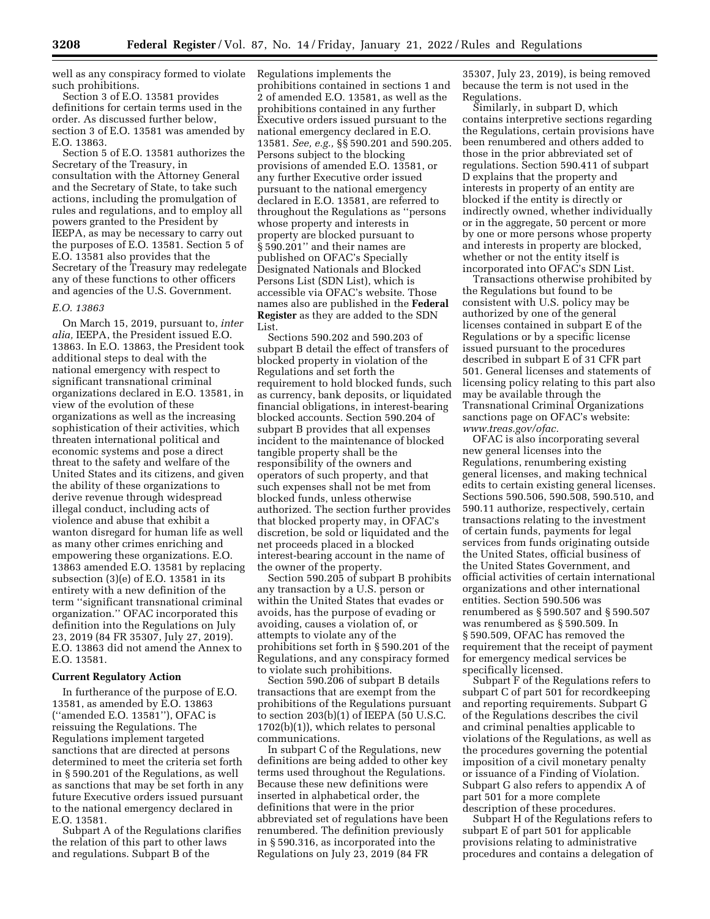well as any conspiracy formed to violate such prohibitions.

Section 3 of E.O. 13581 provides definitions for certain terms used in the order. As discussed further below, section 3 of E.O. 13581 was amended by E.O. 13863.

Section 5 of E.O. 13581 authorizes the Secretary of the Treasury, in consultation with the Attorney General and the Secretary of State, to take such actions, including the promulgation of rules and regulations, and to employ all powers granted to the President by IEEPA, as may be necessary to carry out the purposes of E.O. 13581. Section 5 of E.O. 13581 also provides that the Secretary of the Treasury may redelegate any of these functions to other officers and agencies of the U.S. Government.

### *E.O. 13863*

On March 15, 2019, pursuant to, *inter alia,* IEEPA, the President issued E.O. 13863. In E.O. 13863, the President took additional steps to deal with the national emergency with respect to significant transnational criminal organizations declared in E.O. 13581, in view of the evolution of these organizations as well as the increasing sophistication of their activities, which threaten international political and economic systems and pose a direct threat to the safety and welfare of the United States and its citizens, and given the ability of these organizations to derive revenue through widespread illegal conduct, including acts of violence and abuse that exhibit a wanton disregard for human life as well as many other crimes enriching and empowering these organizations. E.O. 13863 amended E.O. 13581 by replacing subsection (3)(e) of E.O. 13581 in its entirety with a new definition of the term ''significant transnational criminal organization.'' OFAC incorporated this definition into the Regulations on July 23, 2019 (84 FR 35307, July 27, 2019). E.O. 13863 did not amend the Annex to E.O. 13581.

## Current Regulatory Action

In furtherance of the purpose of E.O. 13581, as amended by E.O. 13863 (''amended E.O. 13581''), OFAC is reissuing the Regulations. The Regulations implement targeted sanctions that are directed at persons determined to meet the criteria set forth in § 590.201 of the Regulations, as well as sanctions that may be set forth in any future Executive orders issued pursuant to the national emergency declared in E.O. 13581.

Subpart A of the Regulations clarifies the relation of this part to other laws and regulations. Subpart B of the Regulations implements the prohibitions contained in sections 1 and 2 of amended E.O. 13581, as well as the prohibitions contained in any further Executive orders issued pursuant to the national emergency declared in E.O. 13581. *See, e.g.,* §§ 590.201 and 590.205. Persons subject to the blocking provisions of amended E.O. 13581, or any further Executive order issued pursuant to the national emergency declared in E.O. 13581, are referred to throughout the Regulations as ''persons whose property and interests in property are blocked pursuant to § 590.201'' and their names are published on OFAC's Specially Designated Nationals and Blocked Persons List (SDN List), which is accessible via OFAC's website. Those names also are published in the **Federal Register** as they are added to the SDN List.

Sections 590.202 and 590.203 of subpart B detail the effect of transfers of blocked property in violation of the Regulations and set forth the requirement to hold blocked funds, such as currency, bank deposits, or liquidated financial obligations, in interest-bearing blocked accounts. Section 590.204 of subpart B provides that all expenses incident to the maintenance of blocked tangible property shall be the responsibility of the owners and operators of such property, and that such expenses shall not be met from blocked funds, unless otherwise authorized. The section further provides that blocked property may, in OFAC's discretion, be sold or liquidated and the net proceeds placed in a blocked interest-bearing account in the name of the owner of the property.

Section 590.205 of subpart B prohibits any transaction by a U.S. person or within the United States that evades or avoids, has the purpose of evading or avoiding, causes a violation of, or attempts to violate any of the prohibitions set forth in § 590.201 of the Regulations, and any conspiracy formed to violate such prohibitions.

Section 590.206 of subpart B details transactions that are exempt from the prohibitions of the Regulations pursuant to section 203(b)(1) of IEEPA (50 U.S.C. 1702(b)(1)), which relates to personal communications.

In subpart C of the Regulations, new definitions are being added to other key terms used throughout the Regulations. Because these new definitions were inserted in alphabetical order, the definitions that were in the prior abbreviated set of regulations have been renumbered. The definition previously in § 590.316, as incorporated into the Regulations on July 23, 2019 (84 FR 35307, July 23, 2019), is being removed because the term is not used in the Regulations.

Similarly, in subpart D, which contains interpretive sections regarding the Regulations, certain provisions have been renumbered and others added to those in the prior abbreviated set of regulations. Section 590.411 of subpart D explains that the property and interests in property of an entity are blocked if the entity is directly or indirectly owned, whether individually or in the aggregate, 50 percent or more by one or more persons whose property and interests in property are blocked, whether or not the entity itself is incorporated into OFAC's SDN List.

Transactions otherwise prohibited by the Regulations but found to be consistent with U.S. policy may be authorized by one of the general licenses contained in subpart E of the Regulations or by a specific license issued pursuant to the procedures described in subpart E of 31 CFR part 501. General licenses and statements of licensing policy relating to this part also may be available through the Transnational Criminal Organizations sanctions page on OFAC's website: *www.treas.gov/ofac.*

OFAC is also incorporating several new general licenses into the Regulations, renumbering existing general licenses, and making technical edits to certain existing general licenses. Sections 590.506, 590.508, 590.510, and 590.11 authorize, respectively, certain transactions relating to the investment of certain funds, payments for legal services from funds originating outside the United States, official business of the United States Government, and official activities of certain international organizations and other international entities. Section 590.506 was renumbered as § 590.507 and § 590.507 was renumbered as § 590.509. In § 590.509, OFAC has removed the requirement that the receipt of payment for emergency medical services be specifically licensed.

Subpart F of the Regulations refers to subpart C of part 501 for recordkeeping and reporting requirements. Subpart G of the Regulations describes the civil and criminal penalties applicable to violations of the Regulations, as well as the procedures governing the potential imposition of a civil monetary penalty or issuance of a Finding of Violation. Subpart G also refers to appendix A of part 501 for a more complete description of these procedures.

Subpart H of the Regulations refers to subpart E of part 501 for applicable provisions relating to administrative procedures and contains a delegation of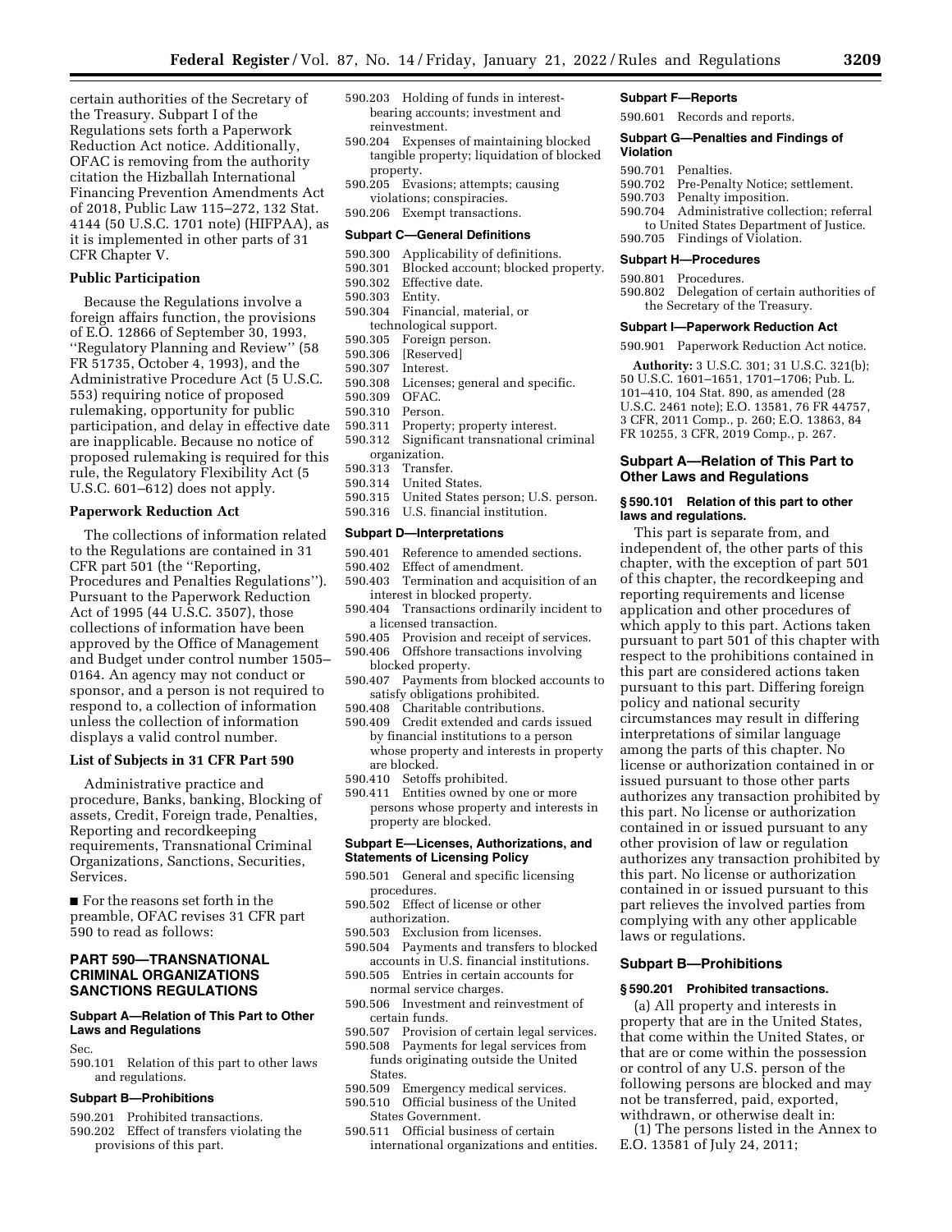certain authorities of the Secretary of the Treasury. Subpart I of the Regulations sets forth a Paperwork Reduction Act notice. Additionally, OFAC is removing from the authority citation the Hizballah International Financing Prevention Amendments Act of 2018, Public Law 115–272, 132 Stat. 4144 (50 U.S.C. 1701 note) (HIFPAA), as it is implemented in other parts of 31 CFR Chapter V.

## Public Participation

Because the Regulations involve a foreign affairs function, the provisions of E.O. 12866 of September 30, 1993, ''Regulatory Planning and Review'' (58 FR 51735, October 4, 1993), and the Administrative Procedure Act (5 U.S.C. 553) requiring notice of proposed rulemaking, opportunity for public participation, and delay in effective date are inapplicable. Because no notice of proposed rulemaking is required for this rule, the Regulatory Flexibility Act (5 U.S.C. 601–612) does not apply.

## Paperwork Reduction Act

The collections of information related to the Regulations are contained in 31 CFR part 501 (the ''Reporting, Procedures and Penalties Regulations''). Pursuant to the Paperwork Reduction Act of 1995 (44 U.S.C. 3507), those collections of information have been approved by the Office of Management and Budget under control number 1505–0164. An agency may not conduct or sponsor, and a person is not required to respond to, a collection of information unless the collection of information displays a valid control number.

## List of Subjects in 31 CFR Part 590

Administrative practice and procedure, Banks, banking, Blocking of assets, Credit, Foreign trade, Penalties, Reporting and recordkeeping requirements, Transnational Criminal Organizations, Sanctions, Securities, Services.

■ For the reasons set forth in the preamble, OFAC revises 31 CFR part 590 to read as follows:

# PART 590—TRANSNATIONAL CRIMINAL ORGANIZATIONS SANCTIONS REGULATIONS

### Subpart A—Relation of This Part to Other Laws and Regulations

Sec.

590.101 Relation of this part to other laws and regulations.

### Subpart B—Prohibitions

590.201 Prohibited transactions.
590.202 Effect of transfers violating the provisions of this part.
590.203 Holding of funds in interest-bearing accounts; investment and reinvestment.
590.204 Expenses of maintaining blocked tangible property; liquidation of blocked property.
590.205 Evasions; attempts; causing violations; conspiracies.
590.206 Exempt transactions.

### Subpart C—General Definitions

590.300 Applicability of definitions.
590.301 Blocked account; blocked property.
590.302 Effective date.
590.303 Entity.
590.304 Financial, material, or technological support.
590.305 Foreign person.
590.306 [Reserved]
590.307 Interest.
590.308 Licenses; general and specific.
590.309 OFAC.
590.310 Person.
590.311 Property; property interest.
590.312 Significant transnational criminal organization.
590.313 Transfer.
590.314 United States.
590.315 United States person; U.S. person.
590.316 U.S. financial institution.

### Subpart D—Interpretations

590.401 Reference to amended sections.
590.402 Effect of amendment.
590.403 Termination and acquisition of an interest in blocked property.
590.404 Transactions ordinarily incident to a licensed transaction.
590.405 Provision and receipt of services.
590.406 Offshore transactions involving blocked property.
590.407 Payments from blocked accounts to satisfy obligations prohibited.
590.408 Charitable contributions.
590.409 Credit extended and cards issued by financial institutions to a person whose property and interests in property are blocked.
590.410 Setoffs prohibited.
590.411 Entities owned by one or more persons whose property and interests in property are blocked.

### Subpart E—Licenses, Authorizations, and Statements of Licensing Policy

590.501 General and specific licensing procedures.
590.502 Effect of license or other authorization.
590.503 Exclusion from licenses.
590.504 Payments and transfers to blocked accounts in U.S. financial institutions.
590.505 Entries in certain accounts for normal service charges.
590.506 Investment and reinvestment of certain funds.
590.507 Provision of certain legal services.
590.508 Payments for legal services from funds originating outside the United States.
590.509 Emergency medical services.
590.510 Official business of the United States Government.
590.511 Official business of certain international organizations and entities.

### Subpart F—Reports

590.601 Records and reports.

### Subpart G—Penalties and Findings of Violation

590.701 Penalties.
590.702 Pre-Penalty Notice; settlement.
590.703 Penalty imposition.
590.704 Administrative collection; referral to United States Department of Justice.
590.705 Findings of Violation.

### Subpart H—Procedures

590.801 Procedures.
590.802 Delegation of certain authorities of the Secretary of the Treasury.

### Subpart I—Paperwork Reduction Act

590.901 Paperwork Reduction Act notice.

**Authority:** 3 U.S.C. 301; 31 U.S.C. 321(b); 50 U.S.C. 1601–1651, 1701–1706; Pub. L. 101–410, 104 Stat. 890, as amended (28 U.S.C. 2461 note); E.O. 13581, 76 FR 44757, 3 CFR, 2011 Comp., p. 260; E.O. 13863, 84 FR 10255, 3 CFR, 2019 Comp., p. 267.

## Subpart A—Relation of This Part to Other Laws and Regulations

### § 590.101 Relation of this part to other laws and regulations.

This part is separate from, and independent of, the other parts of this chapter, with the exception of part 501 of this chapter, the recordkeeping and reporting requirements and license application and other procedures of which apply to this part. Actions taken pursuant to part 501 of this chapter with respect to the prohibitions contained in this part are considered actions taken pursuant to this part. Differing foreign policy and national security circumstances may result in differing interpretations of similar language among the parts of this chapter. No license or authorization contained in or issued pursuant to those other parts authorizes any transaction prohibited by this part. No license or authorization contained in or issued pursuant to any other provision of law or regulation authorizes any transaction prohibited by this part. No license or authorization contained in or issued pursuant to this part relieves the involved parties from complying with any other applicable laws or regulations.

## Subpart B—Prohibitions

### § 590.201 Prohibited transactions.

(a) All property and interests in property that are in the United States, that come within the United States, or that are or come within the possession or control of any U.S. person of the following persons are blocked and may not be transferred, paid, exported, withdrawn, or otherwise dealt in:

(1) The persons listed in the Annex to E.O. 13581 of July 24, 2011;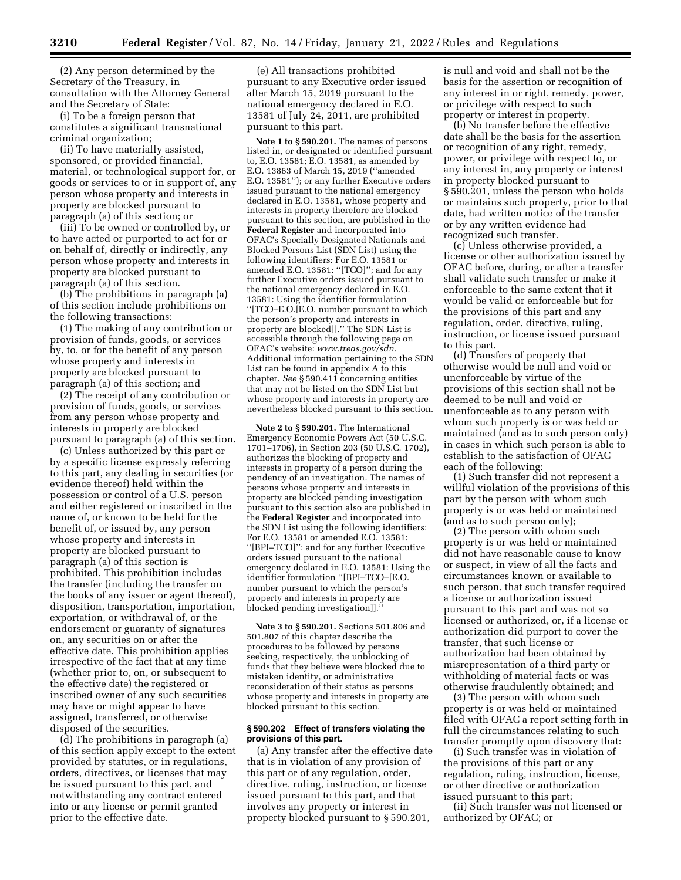(2) Any person determined by the Secretary of the Treasury, in consultation with the Attorney General and the Secretary of State:

(i) To be a foreign person that constitutes a significant transnational criminal organization;

(ii) To have materially assisted, sponsored, or provided financial, material, or technological support for, or goods or services to or in support of, any person whose property and interests in property are blocked pursuant to paragraph (a) of this section; or

(iii) To be owned or controlled by, or to have acted or purported to act for or on behalf of, directly or indirectly, any person whose property and interests in property are blocked pursuant to paragraph (a) of this section.

(b) The prohibitions in paragraph (a) of this section include prohibitions on the following transactions:

(1) The making of any contribution or provision of funds, goods, or services by, to, or for the benefit of any person whose property and interests in property are blocked pursuant to paragraph (a) of this section; and

(2) The receipt of any contribution or provision of funds, goods, or services from any person whose property and interests in property are blocked pursuant to paragraph (a) of this section.

(c) Unless authorized by this part or by a specific license expressly referring to this part, any dealing in securities (or evidence thereof) held within the possession or control of a U.S. person and either registered or inscribed in the name of, or known to be held for the benefit of, or issued by, any person whose property and interests in property are blocked pursuant to paragraph (a) of this section is prohibited. This prohibition includes the transfer (including the transfer on the books of any issuer or agent thereof), disposition, transportation, importation, exportation, or withdrawal of, or the endorsement or guaranty of signatures on, any securities on or after the effective date. This prohibition applies irrespective of the fact that at any time (whether prior to, on, or subsequent to the effective date) the registered or inscribed owner of any such securities may have or might appear to have assigned, transferred, or otherwise disposed of the securities.

(d) The prohibitions in paragraph (a) of this section apply except to the extent provided by statutes, or in regulations, orders, directives, or licenses that may be issued pursuant to this part, and notwithstanding any contract entered into or any license or permit granted prior to the effective date.

(e) All transactions prohibited pursuant to any Executive order issued after March 15, 2019 pursuant to the national emergency declared in E.O. 13581 of July 24, 2011, are prohibited pursuant to this part.

**Note 1 to § 590.201.** The names of persons listed in, or designated or identified pursuant to, E.O. 13581; E.O. 13581, as amended by E.O. 13863 of March 15, 2019 (''amended E.O. 13581''); or any further Executive orders issued pursuant to the national emergency declared in E.O. 13581, whose property and interests in property therefore are blocked pursuant to this section, are published in the **Federal Register** and incorporated into OFAC's Specially Designated Nationals and Blocked Persons List (SDN List) using the following identifiers: For E.O. 13581 or amended E.O. 13581: ''[TCO]''; and for any further Executive orders issued pursuant to the national emergency declared in E.O. 13581: Using the identifier formulation ''[TCO–E.O.[E.O. number pursuant to which the person's property and interests in property are blocked]].'' The SDN List is accessible through the following page on OFAC's website: *www.treas.gov/sdn.* Additional information pertaining to the SDN List can be found in appendix A to this chapter. *See* § 590.411 concerning entities that may not be listed on the SDN List but whose property and interests in property are nevertheless blocked pursuant to this section.

**Note 2 to § 590.201.** The International Emergency Economic Powers Act (50 U.S.C. 1701–1706), in Section 203 (50 U.S.C. 1702), authorizes the blocking of property and interests in property of a person during the pendency of an investigation. The names of persons whose property and interests in property are blocked pending investigation pursuant to this section also are published in the **Federal Register** and incorporated into the SDN List using the following identifiers: For E.O. 13581 or amended E.O. 13581: ''[BPI–TCO]''; and for any further Executive orders issued pursuant to the national emergency declared in E.O. 13581: Using the identifier formulation ''[BPI–TCO–[E.O. number pursuant to which the person's property and interests in property are blocked pending investigation]].''

**Note 3 to § 590.201.** Sections 501.806 and 501.807 of this chapter describe the procedures to be followed by persons seeking, respectively, the unblocking of funds that they believe were blocked due to mistaken identity, or administrative reconsideration of their status as persons whose property and interests in property are blocked pursuant to this section.

### § 590.202 Effect of transfers violating the provisions of this part.

(a) Any transfer after the effective date that is in violation of any provision of this part or of any regulation, order, directive, ruling, instruction, or license issued pursuant to this part, and that involves any property or interest in property blocked pursuant to § 590.201, is null and void and shall not be the basis for the assertion or recognition of any interest in or right, remedy, power, or privilege with respect to such property or interest in property.

(b) No transfer before the effective date shall be the basis for the assertion or recognition of any right, remedy, power, or privilege with respect to, or any interest in, any property or interest in property blocked pursuant to § 590.201, unless the person who holds or maintains such property, prior to that date, had written notice of the transfer or by any written evidence had recognized such transfer.

(c) Unless otherwise provided, a license or other authorization issued by OFAC before, during, or after a transfer shall validate such transfer or make it enforceable to the same extent that it would be valid or enforceable but for the provisions of this part and any regulation, order, directive, ruling, instruction, or license issued pursuant to this part.

(d) Transfers of property that otherwise would be null and void or unenforceable by virtue of the provisions of this section shall not be deemed to be null and void or unenforceable as to any person with whom such property is or was held or maintained (and as to such person only) in cases in which such person is able to establish to the satisfaction of OFAC each of the following:

(1) Such transfer did not represent a willful violation of the provisions of this part by the person with whom such property is or was held or maintained (and as to such person only);

(2) The person with whom such property is or was held or maintained did not have reasonable cause to know or suspect, in view of all the facts and circumstances known or available to such person, that such transfer required a license or authorization issued pursuant to this part and was not so licensed or authorized, or, if a license or authorization did purport to cover the transfer, that such license or authorization had been obtained by misrepresentation of a third party or withholding of material facts or was otherwise fraudulently obtained; and

(3) The person with whom such property is or was held or maintained filed with OFAC a report setting forth in full the circumstances relating to such transfer promptly upon discovery that:

(i) Such transfer was in violation of the provisions of this part or any regulation, ruling, instruction, license, or other directive or authorization issued pursuant to this part;

(ii) Such transfer was not licensed or authorized by OFAC; or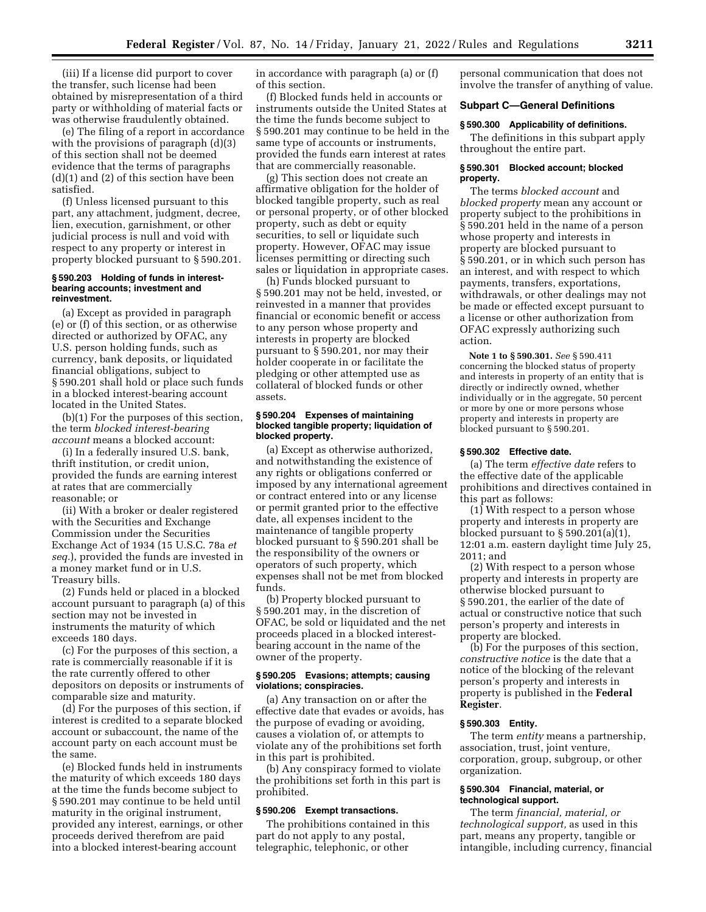(iii) If a license did purport to cover the transfer, such license had been obtained by misrepresentation of a third party or withholding of material facts or was otherwise fraudulently obtained.

(e) The filing of a report in accordance with the provisions of paragraph (d)(3) of this section shall not be deemed evidence that the terms of paragraphs (d)(1) and (2) of this section have been satisfied.

(f) Unless licensed pursuant to this part, any attachment, judgment, decree, lien, execution, garnishment, or other judicial process is null and void with respect to any property or interest in property blocked pursuant to § 590.201.

#### § 590.203 Holding of funds in interest-bearing accounts; investment and reinvestment.

(a) Except as provided in paragraph (e) or (f) of this section, or as otherwise directed or authorized by OFAC, any U.S. person holding funds, such as currency, bank deposits, or liquidated financial obligations, subject to § 590.201 shall hold or place such funds in a blocked interest-bearing account located in the United States.

(b)(1) For the purposes of this section, the term *blocked interest-bearing account* means a blocked account:

(i) In a federally insured U.S. bank, thrift institution, or credit union, provided the funds are earning interest at rates that are commercially reasonable; or

(ii) With a broker or dealer registered with the Securities and Exchange Commission under the Securities Exchange Act of 1934 (15 U.S.C. 78a *et seq.*), provided the funds are invested in a money market fund or in U.S. Treasury bills.

(2) Funds held or placed in a blocked account pursuant to paragraph (a) of this section may not be invested in instruments the maturity of which exceeds 180 days.

(c) For the purposes of this section, a rate is commercially reasonable if it is the rate currently offered to other depositors on deposits or instruments of comparable size and maturity.

(d) For the purposes of this section, if interest is credited to a separate blocked account or subaccount, the name of the account party on each account must be the same.

(e) Blocked funds held in instruments the maturity of which exceeds 180 days at the time the funds become subject to § 590.201 may continue to be held until maturity in the original instrument, provided any interest, earnings, or other proceeds derived therefrom are paid into a blocked interest-bearing account in accordance with paragraph (a) or (f) of this section.

(f) Blocked funds held in accounts or instruments outside the United States at the time the funds become subject to § 590.201 may continue to be held in the same type of accounts or instruments, provided the funds earn interest at rates that are commercially reasonable.

(g) This section does not create an affirmative obligation for the holder of blocked tangible property, such as real or personal property, or of other blocked property, such as debt or equity securities, to sell or liquidate such property. However, OFAC may issue licenses permitting or directing such sales or liquidation in appropriate cases.

(h) Funds blocked pursuant to § 590.201 may not be held, invested, or reinvested in a manner that provides financial or economic benefit or access to any person whose property and interests in property are blocked pursuant to § 590.201, nor may their holder cooperate in or facilitate the pledging or other attempted use as collateral of blocked funds or other assets.

#### § 590.204 Expenses of maintaining blocked tangible property; liquidation of blocked property.

(a) Except as otherwise authorized, and notwithstanding the existence of any rights or obligations conferred or imposed by any international agreement or contract entered into or any license or permit granted prior to the effective date, all expenses incident to the maintenance of tangible property blocked pursuant to § 590.201 shall be the responsibility of the owners or operators of such property, which expenses shall not be met from blocked funds.

(b) Property blocked pursuant to § 590.201 may, in the discretion of OFAC, be sold or liquidated and the net proceeds placed in a blocked interest-bearing account in the name of the owner of the property.

#### § 590.205 Evasions; attempts; causing violations; conspiracies.

(a) Any transaction on or after the effective date that evades or avoids, has the purpose of evading or avoiding, causes a violation of, or attempts to violate any of the prohibitions set forth in this part is prohibited.

(b) Any conspiracy formed to violate the prohibitions set forth in this part is prohibited.

#### § 590.206 Exempt transactions.

The prohibitions contained in this part do not apply to any postal, telegraphic, telephonic, or other personal communication that does not involve the transfer of anything of value.

### Subpart C—General Definitions

#### § 590.300 Applicability of definitions.

The definitions in this subpart apply throughout the entire part.

#### § 590.301 Blocked account; blocked property.

The terms *blocked account* and *blocked property* mean any account or property subject to the prohibitions in § 590.201 held in the name of a person whose property and interests in property are blocked pursuant to § 590.201, or in which such person has an interest, and with respect to which payments, transfers, exportations, withdrawals, or other dealings may not be made or effected except pursuant to a license or other authorization from OFAC expressly authorizing such action.

**Note 1 to § 590.301.** *See* § 590.411 concerning the blocked status of property and interests in property of an entity that is directly or indirectly owned, whether individually or in the aggregate, 50 percent or more by one or more persons whose property and interests in property are blocked pursuant to § 590.201.

#### § 590.302 Effective date.

(a) The term *effective date* refers to the effective date of the applicable prohibitions and directives contained in this part as follows:

(1) With respect to a person whose property and interests in property are blocked pursuant to § 590.201(a)(1), 12:01 a.m. eastern daylight time July 25, 2011; and

(2) With respect to a person whose property and interests in property are otherwise blocked pursuant to § 590.201, the earlier of the date of actual or constructive notice that such person's property and interests in property are blocked.

(b) For the purposes of this section, *constructive notice* is the date that a notice of the blocking of the relevant person's property and interests in property is published in the **Federal Register**.

#### § 590.303 Entity.

The term *entity* means a partnership, association, trust, joint venture, corporation, group, subgroup, or other organization.

#### § 590.304 Financial, material, or technological support.

The term *financial, material, or technological support,* as used in this part, means any property, tangible or intangible, including currency, financial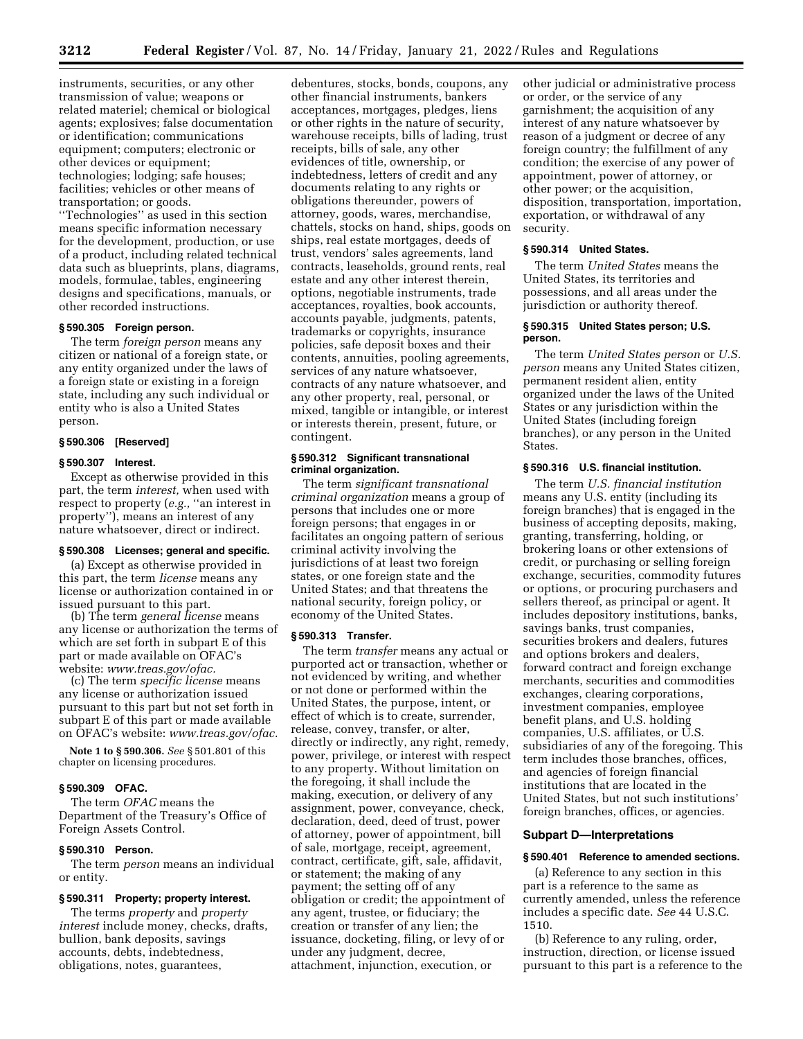instruments, securities, or any other transmission of value; weapons or related materiel; chemical or biological agents; explosives; false documentation or identification; communications equipment; computers; electronic or other devices or equipment; technologies; lodging; safe houses; facilities; vehicles or other means of transportation; or goods. ''Technologies'' as used in this section means specific information necessary for the development, production, or use of a product, including related technical data such as blueprints, plans, diagrams, models, formulae, tables, engineering designs and specifications, manuals, or other recorded instructions.

### § 590.305 Foreign person.

The term *foreign person* means any citizen or national of a foreign state, or any entity organized under the laws of a foreign state or existing in a foreign state, including any such individual or entity who is also a United States person.

### § 590.306 [Reserved]

### § 590.307 Interest.

Except as otherwise provided in this part, the term *interest,* when used with respect to property (*e.g.,* ''an interest in property''), means an interest of any nature whatsoever, direct or indirect.

### § 590.308 Licenses; general and specific.

(a) Except as otherwise provided in this part, the term *license* means any license or authorization contained in or issued pursuant to this part.

(b) The term *general license* means any license or authorization the terms of which are set forth in subpart E of this part or made available on OFAC's website: *www.treas.gov/ofac.*

(c) The term *specific license* means any license or authorization issued pursuant to this part but not set forth in subpart E of this part or made available on OFAC's website: *www.treas.gov/ofac.*

**Note 1 to § 590.306.** *See* § 501.801 of this chapter on licensing procedures.

### § 590.309 OFAC.

The term *OFAC* means the Department of the Treasury's Office of Foreign Assets Control.

### § 590.310 Person.

The term *person* means an individual or entity.

### § 590.311 Property; property interest.

The terms *property* and *property interest* include money, checks, drafts, bullion, bank deposits, savings accounts, debts, indebtedness, obligations, notes, guarantees, debentures, stocks, bonds, coupons, any other financial instruments, bankers acceptances, mortgages, pledges, liens or other rights in the nature of security, warehouse receipts, bills of lading, trust receipts, bills of sale, any other evidences of title, ownership, or indebtedness, letters of credit and any documents relating to any rights or obligations thereunder, powers of attorney, goods, wares, merchandise, chattels, stocks on hand, ships, goods on ships, real estate mortgages, deeds of trust, vendors' sales agreements, land contracts, leaseholds, ground rents, real estate and any other interest therein, options, negotiable instruments, trade acceptances, royalties, book accounts, accounts payable, judgments, patents, trademarks or copyrights, insurance policies, safe deposit boxes and their contents, annuities, pooling agreements, services of any nature whatsoever, contracts of any nature whatsoever, and any other property, real, personal, or mixed, tangible or intangible, or interest or interests therein, present, future, or contingent.

### § 590.312 Significant transnational criminal organization.

The term *significant transnational criminal organization* means a group of persons that includes one or more foreign persons; that engages in or facilitates an ongoing pattern of serious criminal activity involving the jurisdictions of at least two foreign states, or one foreign state and the United States; and that threatens the national security, foreign policy, or economy of the United States.

### § 590.313 Transfer.

The term *transfer* means any actual or purported act or transaction, whether or not evidenced by writing, and whether or not done or performed within the United States, the purpose, intent, or effect of which is to create, surrender, release, convey, transfer, or alter, directly or indirectly, any right, remedy, power, privilege, or interest with respect to any property. Without limitation on the foregoing, it shall include the making, execution, or delivery of any assignment, power, conveyance, check, declaration, deed, deed of trust, power of attorney, power of appointment, bill of sale, mortgage, receipt, agreement, contract, certificate, gift, sale, affidavit, or statement; the making of any payment; the setting off of any obligation or credit; the appointment of any agent, trustee, or fiduciary; the creation or transfer of any lien; the issuance, docketing, filing, or levy of or under any judgment, decree, attachment, injunction, execution, or other judicial or administrative process or order, or the service of any garnishment; the acquisition of any interest of any nature whatsoever by reason of a judgment or decree of any foreign country; the fulfillment of any condition; the exercise of any power of appointment, power of attorney, or other power; or the acquisition, disposition, transportation, importation, exportation, or withdrawal of any security.

### § 590.314 United States.

The term *United States* means the United States, its territories and possessions, and all areas under the jurisdiction or authority thereof.

### § 590.315 United States person; U.S. person.

The term *United States person* or *U.S. person* means any United States citizen, permanent resident alien, entity organized under the laws of the United States or any jurisdiction within the United States (including foreign branches), or any person in the United States.

### § 590.316 U.S. financial institution.

The term *U.S. financial institution* means any U.S. entity (including its foreign branches) that is engaged in the business of accepting deposits, making, granting, transferring, holding, or brokering loans or other extensions of credit, or purchasing or selling foreign exchange, securities, commodity futures or options, or procuring purchasers and sellers thereof, as principal or agent. It includes depository institutions, banks, savings banks, trust companies, securities brokers and dealers, futures and options brokers and dealers, forward contract and foreign exchange merchants, securities and commodities exchanges, clearing corporations, investment companies, employee benefit plans, and U.S. holding companies, U.S. affiliates, or U.S. subsidiaries of any of the foregoing. This term includes those branches, offices, and agencies of foreign financial institutions that are located in the United States, but not such institutions' foreign branches, offices, or agencies.

## Subpart D—Interpretations

### § 590.401 Reference to amended sections.

(a) Reference to any section in this part is a reference to the same as currently amended, unless the reference includes a specific date. *See* 44 U.S.C. 1510.

(b) Reference to any ruling, order, instruction, direction, or license issued pursuant to this part is a reference to the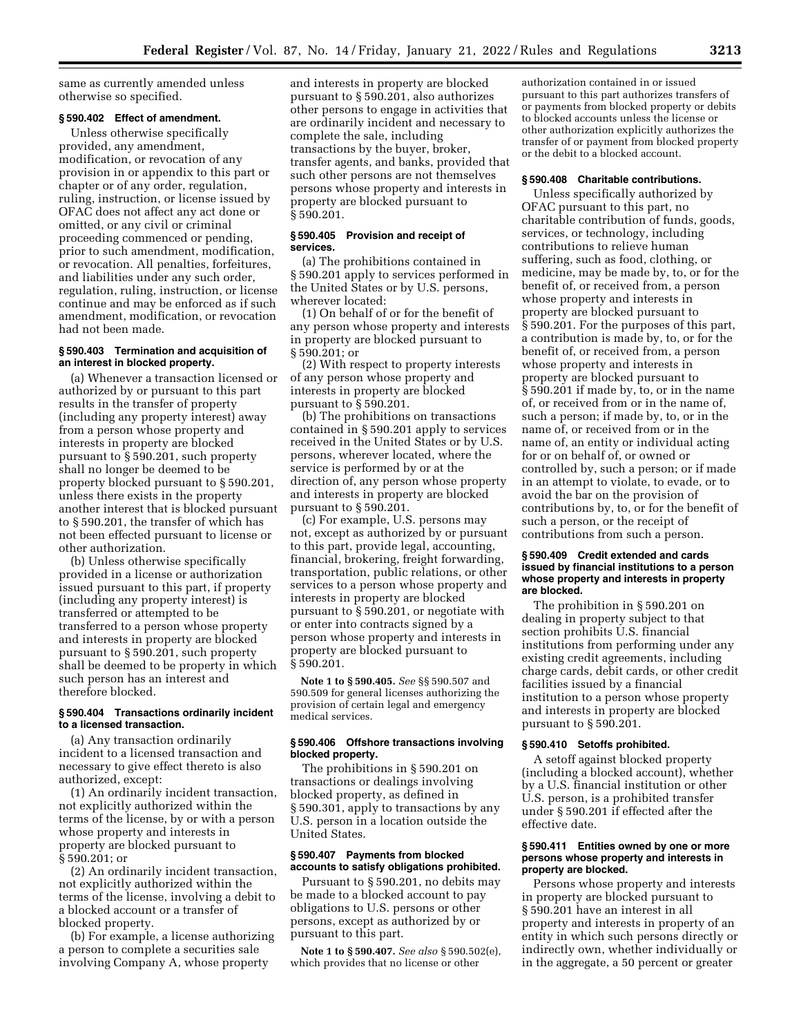same as currently amended unless otherwise so specified.

### § 590.402 Effect of amendment.

Unless otherwise specifically provided, any amendment, modification, or revocation of any provision in or appendix to this part or chapter or of any order, regulation, ruling, instruction, or license issued by OFAC does not affect any act done or omitted, or any civil or criminal proceeding commenced or pending, prior to such amendment, modification, or revocation. All penalties, forfeitures, and liabilities under any such order, regulation, ruling, instruction, or license continue and may be enforced as if such amendment, modification, or revocation had not been made.

### § 590.403 Termination and acquisition of an interest in blocked property.

(a) Whenever a transaction licensed or authorized by or pursuant to this part results in the transfer of property (including any property interest) away from a person whose property and interests in property are blocked pursuant to § 590.201, such property shall no longer be deemed to be property blocked pursuant to § 590.201, unless there exists in the property another interest that is blocked pursuant to § 590.201, the transfer of which has not been effected pursuant to license or other authorization.

(b) Unless otherwise specifically provided in a license or authorization issued pursuant to this part, if property (including any property interest) is transferred or attempted to be transferred to a person whose property and interests in property are blocked pursuant to § 590.201, such property shall be deemed to be property in which such person has an interest and therefore blocked.

### § 590.404 Transactions ordinarily incident to a licensed transaction.

(a) Any transaction ordinarily incident to a licensed transaction and necessary to give effect thereto is also authorized, except:

(1) An ordinarily incident transaction, not explicitly authorized within the terms of the license, by or with a person whose property and interests in property are blocked pursuant to § 590.201; or

(2) An ordinarily incident transaction, not explicitly authorized within the terms of the license, involving a debit to a blocked account or a transfer of blocked property.

(b) For example, a license authorizing a person to complete a securities sale involving Company A, whose property and interests in property are blocked pursuant to § 590.201, also authorizes other persons to engage in activities that are ordinarily incident and necessary to complete the sale, including transactions by the buyer, broker, transfer agents, and banks, provided that such other persons are not themselves persons whose property and interests in property are blocked pursuant to § 590.201.

### § 590.405 Provision and receipt of services.

(a) The prohibitions contained in § 590.201 apply to services performed in the United States or by U.S. persons, wherever located:

(1) On behalf of or for the benefit of any person whose property and interests in property are blocked pursuant to § 590.201; or

(2) With respect to property interests of any person whose property and interests in property are blocked pursuant to § 590.201.

(b) The prohibitions on transactions contained in § 590.201 apply to services received in the United States or by U.S. persons, wherever located, where the service is performed by or at the direction of, any person whose property and interests in property are blocked pursuant to § 590.201.

(c) For example, U.S. persons may not, except as authorized by or pursuant to this part, provide legal, accounting, financial, brokering, freight forwarding, transportation, public relations, or other services to a person whose property and interests in property are blocked pursuant to § 590.201, or negotiate with or enter into contracts signed by a person whose property and interests in property are blocked pursuant to § 590.201.

**Note 1 to § 590.405.** *See* §§ 590.507 and 590.509 for general licenses authorizing the provision of certain legal and emergency medical services.

### § 590.406 Offshore transactions involving blocked property.

The prohibitions in § 590.201 on transactions or dealings involving blocked property, as defined in § 590.301, apply to transactions by any U.S. person in a location outside the United States.

### § 590.407 Payments from blocked accounts to satisfy obligations prohibited.

Pursuant to § 590.201, no debits may be made to a blocked account to pay obligations to U.S. persons or other persons, except as authorized by or pursuant to this part.

**Note 1 to § 590.407.** *See also* § 590.502(e), which provides that no license or other authorization contained in or issued pursuant to this part authorizes transfers of or payments from blocked property or debits to blocked accounts unless the license or other authorization explicitly authorizes the transfer of or payment from blocked property or the debit to a blocked account.

### § 590.408 Charitable contributions.

Unless specifically authorized by OFAC pursuant to this part, no charitable contribution of funds, goods, services, or technology, including contributions to relieve human suffering, such as food, clothing, or medicine, may be made by, to, or for the benefit of, or received from, a person whose property and interests in property are blocked pursuant to § 590.201. For the purposes of this part, a contribution is made by, to, or for the benefit of, or received from, a person whose property and interests in property are blocked pursuant to § 590.201 if made by, to, or in the name of, or received from or in the name of, such a person; if made by, to, or in the name of, or received from or in the name of, an entity or individual acting for or on behalf of, or owned or controlled by, such a person; or if made in an attempt to violate, to evade, or to avoid the bar on the provision of contributions by, to, or for the benefit of such a person, or the receipt of contributions from such a person.

### § 590.409 Credit extended and cards issued by financial institutions to a person whose property and interests in property are blocked.

The prohibition in § 590.201 on dealing in property subject to that section prohibits U.S. financial institutions from performing under any existing credit agreements, including charge cards, debit cards, or other credit facilities issued by a financial institution to a person whose property and interests in property are blocked pursuant to § 590.201.

### § 590.410 Setoffs prohibited.

A setoff against blocked property (including a blocked account), whether by a U.S. financial institution or other U.S. person, is a prohibited transfer under § 590.201 if effected after the effective date.

### § 590.411 Entities owned by one or more persons whose property and interests in property are blocked.

Persons whose property and interests in property are blocked pursuant to § 590.201 have an interest in all property and interests in property of an entity in which such persons directly or indirectly own, whether individually or in the aggregate, a 50 percent or greater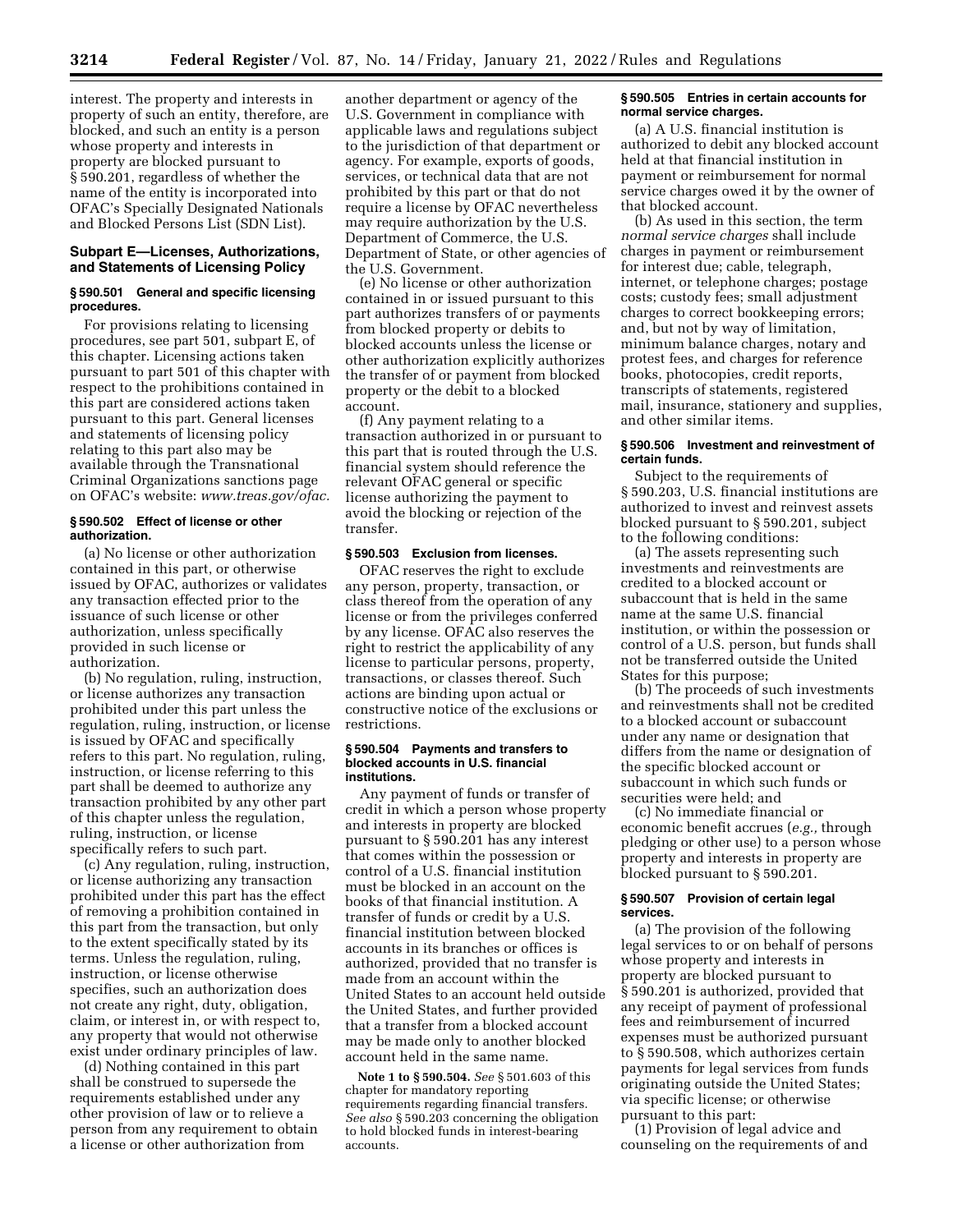interest. The property and interests in property of such an entity, therefore, are blocked, and such an entity is a person whose property and interests in property are blocked pursuant to § 590.201, regardless of whether the name of the entity is incorporated into OFAC's Specially Designated Nationals and Blocked Persons List (SDN List).

## Subpart E—Licenses, Authorizations, and Statements of Licensing Policy

### § 590.501 General and specific licensing procedures.

For provisions relating to licensing procedures, see part 501, subpart E, of this chapter. Licensing actions taken pursuant to part 501 of this chapter with respect to the prohibitions contained in this part are considered actions taken pursuant to this part. General licenses and statements of licensing policy relating to this part also may be available through the Transnational Criminal Organizations sanctions page on OFAC's website: *www.treas.gov/ofac.*

### § 590.502 Effect of license or other authorization.

(a) No license or other authorization contained in this part, or otherwise issued by OFAC, authorizes or validates any transaction effected prior to the issuance of such license or other authorization, unless specifically provided in such license or authorization.

(b) No regulation, ruling, instruction, or license authorizes any transaction prohibited under this part unless the regulation, ruling, instruction, or license is issued by OFAC and specifically refers to this part. No regulation, ruling, instruction, or license referring to this part shall be deemed to authorize any transaction prohibited by any other part of this chapter unless the regulation, ruling, instruction, or license specifically refers to such part.

(c) Any regulation, ruling, instruction, or license authorizing any transaction prohibited under this part has the effect of removing a prohibition contained in this part from the transaction, but only to the extent specifically stated by its terms. Unless the regulation, ruling, instruction, or license otherwise specifies, such an authorization does not create any right, duty, obligation, claim, or interest in, or with respect to, any property that would not otherwise exist under ordinary principles of law.

(d) Nothing contained in this part shall be construed to supersede the requirements established under any other provision of law or to relieve a person from any requirement to obtain a license or other authorization from another department or agency of the U.S. Government in compliance with applicable laws and regulations subject to the jurisdiction of that department or agency. For example, exports of goods, services, or technical data that are not prohibited by this part or that do not require a license by OFAC nevertheless may require authorization by the U.S. Department of Commerce, the U.S. Department of State, or other agencies of the U.S. Government.

(e) No license or other authorization contained in or issued pursuant to this part authorizes transfers of or payments from blocked property or debits to blocked accounts unless the license or other authorization explicitly authorizes the transfer of or payment from blocked property or the debit to a blocked account.

(f) Any payment relating to a transaction authorized in or pursuant to this part that is routed through the U.S. financial system should reference the relevant OFAC general or specific license authorizing the payment to avoid the blocking or rejection of the transfer.

### § 590.503 Exclusion from licenses.

OFAC reserves the right to exclude any person, property, transaction, or class thereof from the operation of any license or from the privileges conferred by any license. OFAC also reserves the right to restrict the applicability of any license to particular persons, property, transactions, or classes thereof. Such actions are binding upon actual or constructive notice of the exclusions or restrictions.

### § 590.504 Payments and transfers to blocked accounts in U.S. financial institutions.

Any payment of funds or transfer of credit in which a person whose property and interests in property are blocked pursuant to § 590.201 has any interest that comes within the possession or control of a U.S. financial institution must be blocked in an account on the books of that financial institution. A transfer of funds or credit by a U.S. financial institution between blocked accounts in its branches or offices is authorized, provided that no transfer is made from an account within the United States to an account held outside the United States, and further provided that a transfer from a blocked account may be made only to another blocked account held in the same name.

**Note 1 to § 590.504.** *See* § 501.603 of this chapter for mandatory reporting requirements regarding financial transfers. *See also* § 590.203 concerning the obligation to hold blocked funds in interest-bearing accounts.

### § 590.505 Entries in certain accounts for normal service charges.

(a) A U.S. financial institution is authorized to debit any blocked account held at that financial institution in payment or reimbursement for normal service charges owed it by the owner of that blocked account.

(b) As used in this section, the term *normal service charges* shall include charges in payment or reimbursement for interest due; cable, telegraph, internet, or telephone charges; postage costs; custody fees; small adjustment charges to correct bookkeeping errors; and, but not by way of limitation, minimum balance charges, notary and protest fees, and charges for reference books, photocopies, credit reports, transcripts of statements, registered mail, insurance, stationery and supplies, and other similar items.

### § 590.506 Investment and reinvestment of certain funds.

Subject to the requirements of § 590.203, U.S. financial institutions are authorized to invest and reinvest assets blocked pursuant to § 590.201, subject to the following conditions:

(a) The assets representing such investments and reinvestments are credited to a blocked account or subaccount that is held in the same name at the same U.S. financial institution, or within the possession or control of a U.S. person, but funds shall not be transferred outside the United States for this purpose;

(b) The proceeds of such investments and reinvestments shall not be credited to a blocked account or subaccount under any name or designation that differs from the name or designation of the specific blocked account or subaccount in which such funds or securities were held; and

(c) No immediate financial or economic benefit accrues (*e.g.,* through pledging or other use) to a person whose property and interests in property are blocked pursuant to § 590.201.

### § 590.507 Provision of certain legal services.

(a) The provision of the following legal services to or on behalf of persons whose property and interests in property are blocked pursuant to § 590.201 is authorized, provided that any receipt of payment of professional fees and reimbursement of incurred expenses must be authorized pursuant to § 590.508, which authorizes certain payments for legal services from funds originating outside the United States; via specific license; or otherwise pursuant to this part:

(1) Provision of legal advice and counseling on the requirements of and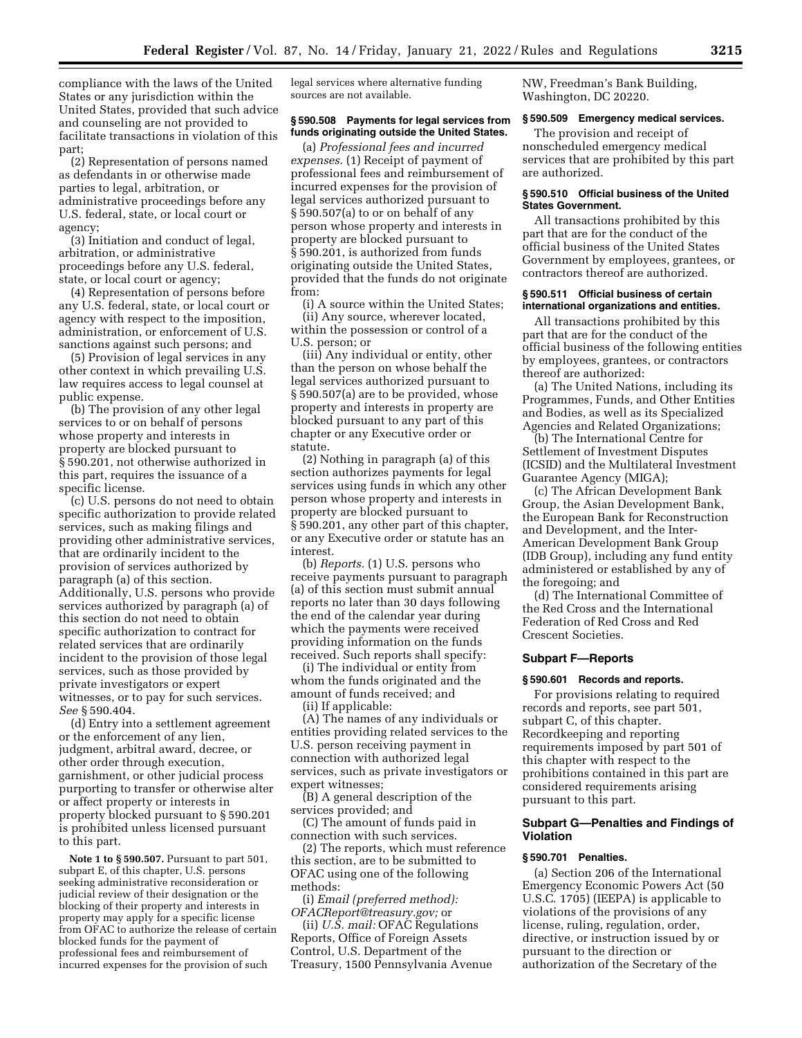compliance with the laws of the United States or any jurisdiction within the United States, provided that such advice and counseling are not provided to facilitate transactions in violation of this part;

(2) Representation of persons named as defendants in or otherwise made parties to legal, arbitration, or administrative proceedings before any U.S. federal, state, or local court or agency;

(3) Initiation and conduct of legal, arbitration, or administrative proceedings before any U.S. federal, state, or local court or agency;

(4) Representation of persons before any U.S. federal, state, or local court or agency with respect to the imposition, administration, or enforcement of U.S. sanctions against such persons; and

(5) Provision of legal services in any other context in which prevailing U.S. law requires access to legal counsel at public expense.

(b) The provision of any other legal services to or on behalf of persons whose property and interests in property are blocked pursuant to § 590.201, not otherwise authorized in this part, requires the issuance of a specific license.

(c) U.S. persons do not need to obtain specific authorization to provide related services, such as making filings and providing other administrative services, that are ordinarily incident to the provision of services authorized by paragraph (a) of this section. Additionally, U.S. persons who provide services authorized by paragraph (a) of this section do not need to obtain specific authorization to contract for related services that are ordinarily incident to the provision of those legal services, such as those provided by private investigators or expert witnesses, or to pay for such services. *See* § 590.404.

(d) Entry into a settlement agreement or the enforcement of any lien, judgment, arbitral award, decree, or other order through execution, garnishment, or other judicial process purporting to transfer or otherwise alter or affect property or interests in property blocked pursuant to § 590.201 is prohibited unless licensed pursuant to this part.

**Note 1 to § 590.507.** Pursuant to part 501, subpart E, of this chapter, U.S. persons seeking administrative reconsideration or judicial review of their designation or the blocking of their property and interests in property may apply for a specific license from OFAC to authorize the release of certain blocked funds for the payment of professional fees and reimbursement of incurred expenses for the provision of such legal services where alternative funding sources are not available.

### § 590.508 Payments for legal services from funds originating outside the United States.

(a) *Professional fees and incurred expenses.* (1) Receipt of payment of professional fees and reimbursement of incurred expenses for the provision of legal services authorized pursuant to § 590.507(a) to or on behalf of any person whose property and interests in property are blocked pursuant to § 590.201, is authorized from funds originating outside the United States, provided that the funds do not originate from:

(i) A source within the United States;

(ii) Any source, wherever located, within the possession or control of a U.S. person; or

(iii) Any individual or entity, other than the person on whose behalf the legal services authorized pursuant to § 590.507(a) are to be provided, whose property and interests in property are blocked pursuant to any part of this chapter or any Executive order or statute.

(2) Nothing in paragraph (a) of this section authorizes payments for legal services using funds in which any other person whose property and interests in property are blocked pursuant to § 590.201, any other part of this chapter, or any Executive order or statute has an interest.

(b) *Reports.* (1) U.S. persons who receive payments pursuant to paragraph (a) of this section must submit annual reports no later than 30 days following the end of the calendar year during which the payments were received providing information on the funds received. Such reports shall specify:

(i) The individual or entity from whom the funds originated and the amount of funds received; and

(ii) If applicable:

(A) The names of any individuals or entities providing related services to the U.S. person receiving payment in connection with authorized legal services, such as private investigators or expert witnesses;

(B) A general description of the services provided; and

(C) The amount of funds paid in connection with such services.

(2) The reports, which must reference this section, are to be submitted to OFAC using one of the following methods:

(i) *Email (preferred method): OFACReport@treasury.gov;* or

(ii) *U.S. mail:* OFAC Regulations Reports, Office of Foreign Assets Control, U.S. Department of the Treasury, 1500 Pennsylvania Avenue NW, Freedman's Bank Building, Washington, DC 20220.

### § 590.509 Emergency medical services.

The provision and receipt of nonscheduled emergency medical services that are prohibited by this part are authorized.

### § 590.510 Official business of the United States Government.

All transactions prohibited by this part that are for the conduct of the official business of the United States Government by employees, grantees, or contractors thereof are authorized.

### § 590.511 Official business of certain international organizations and entities.

All transactions prohibited by this part that are for the conduct of the official business of the following entities by employees, grantees, or contractors thereof are authorized:

(a) The United Nations, including its Programmes, Funds, and Other Entities and Bodies, as well as its Specialized Agencies and Related Organizations;

(b) The International Centre for Settlement of Investment Disputes (ICSID) and the Multilateral Investment Guarantee Agency (MIGA);

(c) The African Development Bank Group, the Asian Development Bank, the European Bank for Reconstruction and Development, and the Inter-American Development Bank Group (IDB Group), including any fund entity administered or established by any of the foregoing; and

(d) The International Committee of the Red Cross and the International Federation of Red Cross and Red Crescent Societies.

## Subpart F—Reports

### § 590.601 Records and reports.

For provisions relating to required records and reports, see part 501, subpart C, of this chapter. Recordkeeping and reporting requirements imposed by part 501 of this chapter with respect to the prohibitions contained in this part are considered requirements arising pursuant to this part.

## Subpart G—Penalties and Findings of Violation

### § 590.701 Penalties.

(a) Section 206 of the International Emergency Economic Powers Act (50 U.S.C. 1705) (IEEPA) is applicable to violations of the provisions of any license, ruling, regulation, order, directive, or instruction issued by or pursuant to the direction or authorization of the Secretary of the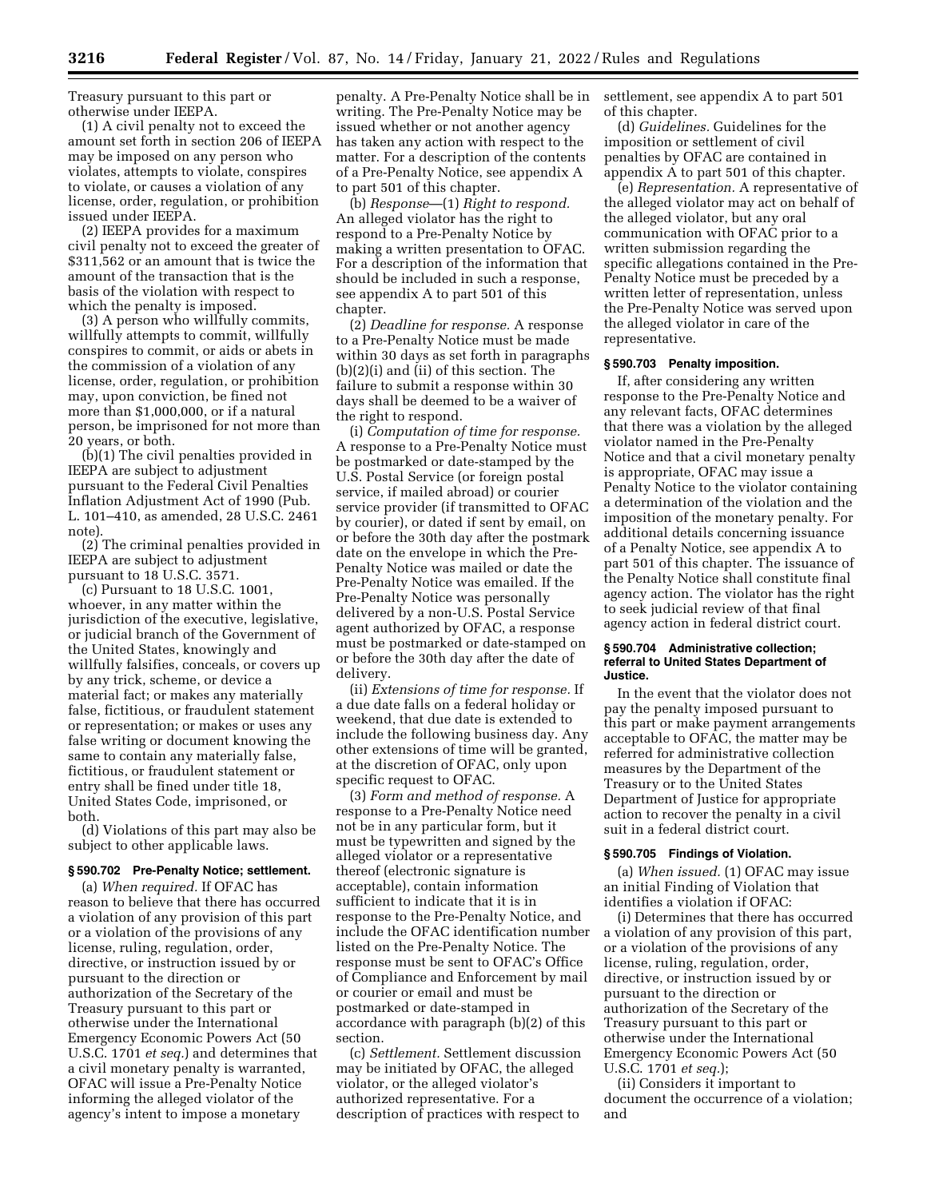Treasury pursuant to this part or otherwise under IEEPA.

(1) A civil penalty not to exceed the amount set forth in section 206 of IEEPA may be imposed on any person who violates, attempts to violate, conspires to violate, or causes a violation of any license, order, regulation, or prohibition issued under IEEPA.

(2) IEEPA provides for a maximum civil penalty not to exceed the greater of $311,562 or an amount that is twice the amount of the transaction that is the basis of the violation with respect to which the penalty is imposed.

(3) A person who willfully commits, willfully attempts to commit, willfully conspires to commit, or aids or abets in the commission of a violation of any license, order, regulation, or prohibition may, upon conviction, be fined not more than $1,000,000, or if a natural person, be imprisoned for not more than 20 years, or both.

(b)(1) The civil penalties provided in IEEPA are subject to adjustment pursuant to the Federal Civil Penalties Inflation Adjustment Act of 1990 (Pub. L. 101–410, as amended, 28 U.S.C. 2461 note).

(2) The criminal penalties provided in IEEPA are subject to adjustment pursuant to 18 U.S.C. 3571.

(c) Pursuant to 18 U.S.C. 1001, whoever, in any matter within the jurisdiction of the executive, legislative, or judicial branch of the Government of the United States, knowingly and willfully falsifies, conceals, or covers up by any trick, scheme, or device a material fact; or makes any materially false, fictitious, or fraudulent statement or representation; or makes or uses any false writing or document knowing the same to contain any materially false, fictitious, or fraudulent statement or entry shall be fined under title 18, United States Code, imprisoned, or both.

(d) Violations of this part may also be subject to other applicable laws.

### § 590.702 Pre-Penalty Notice; settlement.

(a) *When required.* If OFAC has reason to believe that there has occurred a violation of any provision of this part or a violation of the provisions of any license, ruling, regulation, order, directive, or instruction issued by or pursuant to the direction or authorization of the Secretary of the Treasury pursuant to this part or otherwise under the International Emergency Economic Powers Act (50 U.S.C. 1701 *et seq.*) and determines that a civil monetary penalty is warranted, OFAC will issue a Pre-Penalty Notice informing the alleged violator of the agency's intent to impose a monetary penalty. A Pre-Penalty Notice shall be in writing. The Pre-Penalty Notice may be issued whether or not another agency has taken any action with respect to the matter. For a description of the contents of a Pre-Penalty Notice, see appendix A to part 501 of this chapter.

(b) *Response*—(1) *Right to respond.* An alleged violator has the right to respond to a Pre-Penalty Notice by making a written presentation to OFAC. For a description of the information that should be included in such a response, see appendix A to part 501 of this chapter.

(2) *Deadline for response.* A response to a Pre-Penalty Notice must be made within 30 days as set forth in paragraphs (b)(2)(i) and (ii) of this section. The failure to submit a response within 30 days shall be deemed to be a waiver of the right to respond.

(i) *Computation of time for response.* A response to a Pre-Penalty Notice must be postmarked or date-stamped by the U.S. Postal Service (or foreign postal service, if mailed abroad) or courier service provider (if transmitted to OFAC by courier), or dated if sent by email, on or before the 30th day after the postmark date on the envelope in which the Pre-Penalty Notice was mailed or date the Pre-Penalty Notice was emailed. If the Pre-Penalty Notice was personally delivered by a non-U.S. Postal Service agent authorized by OFAC, a response must be postmarked or date-stamped on or before the 30th day after the date of delivery.

(ii) *Extensions of time for response.* If a due date falls on a federal holiday or weekend, that due date is extended to include the following business day. Any other extensions of time will be granted, at the discretion of OFAC, only upon specific request to OFAC.

(3) *Form and method of response.* A response to a Pre-Penalty Notice need not be in any particular form, but it must be typewritten and signed by the alleged violator or a representative thereof (electronic signature is acceptable), contain information sufficient to indicate that it is in response to the Pre-Penalty Notice, and include the OFAC identification number listed on the Pre-Penalty Notice. The response must be sent to OFAC's Office of Compliance and Enforcement by mail or courier or email and must be postmarked or date-stamped in accordance with paragraph (b)(2) of this section.

(c) *Settlement.* Settlement discussion may be initiated by OFAC, the alleged violator, or the alleged violator's authorized representative. For a description of practices with respect to settlement, see appendix A to part 501 of this chapter.

(d) *Guidelines.* Guidelines for the imposition or settlement of civil penalties by OFAC are contained in appendix A to part 501 of this chapter.

(e) *Representation.* A representative of the alleged violator may act on behalf of the alleged violator, but any oral communication with OFAC prior to a written submission regarding the specific allegations contained in the Pre-Penalty Notice must be preceded by a written letter of representation, unless the Pre-Penalty Notice was served upon the alleged violator in care of the representative.

### § 590.703 Penalty imposition.

If, after considering any written response to the Pre-Penalty Notice and any relevant facts, OFAC determines that there was a violation by the alleged violator named in the Pre-Penalty Notice and that a civil monetary penalty is appropriate, OFAC may issue a Penalty Notice to the violator containing a determination of the violation and the imposition of the monetary penalty. For additional details concerning issuance of a Penalty Notice, see appendix A to part 501 of this chapter. The issuance of the Penalty Notice shall constitute final agency action. The violator has the right to seek judicial review of that final agency action in federal district court.

### § 590.704 Administrative collection; referral to United States Department of Justice.

In the event that the violator does not pay the penalty imposed pursuant to this part or make payment arrangements acceptable to OFAC, the matter may be referred for administrative collection measures by the Department of the Treasury or to the United States Department of Justice for appropriate action to recover the penalty in a civil suit in a federal district court.

### § 590.705 Findings of Violation.

(a) *When issued.* (1) OFAC may issue an initial Finding of Violation that identifies a violation if OFAC:

(i) Determines that there has occurred a violation of any provision of this part, or a violation of the provisions of any license, ruling, regulation, order, directive, or instruction issued by or pursuant to the direction or authorization of the Secretary of the Treasury pursuant to this part or otherwise under the International Emergency Economic Powers Act (50 U.S.C. 1701 *et seq.*);

(ii) Considers it important to document the occurrence of a violation; and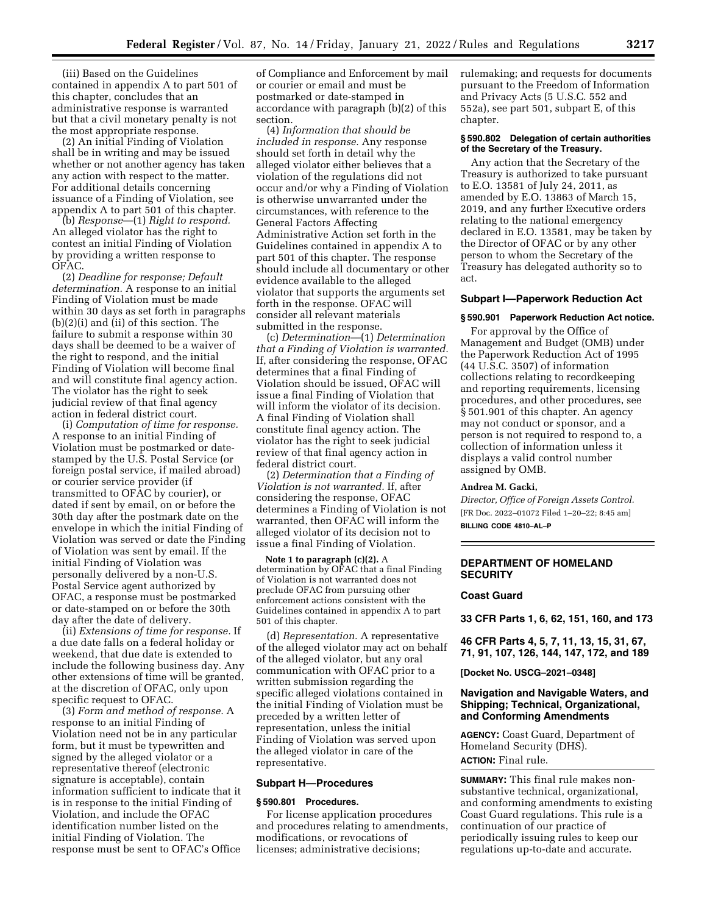(iii) Based on the Guidelines contained in appendix A to part 501 of this chapter, concludes that an administrative response is warranted but that a civil monetary penalty is not the most appropriate response.

(2) An initial Finding of Violation shall be in writing and may be issued whether or not another agency has taken any action with respect to the matter. For additional details concerning issuance of a Finding of Violation, see appendix A to part 501 of this chapter.

(b) *Response*—(1) *Right to respond.* An alleged violator has the right to contest an initial Finding of Violation by providing a written response to OFAC.

(2) *Deadline for response; Default determination.* A response to an initial Finding of Violation must be made within 30 days as set forth in paragraphs (b)(2)(i) and (ii) of this section. The failure to submit a response within 30 days shall be deemed to be a waiver of the right to respond, and the initial Finding of Violation will become final and will constitute final agency action. The violator has the right to seek judicial review of that final agency action in federal district court.

(i) *Computation of time for response.* A response to an initial Finding of Violation must be postmarked or date-stamped by the U.S. Postal Service (or foreign postal service, if mailed abroad) or courier service provider (if transmitted to OFAC by courier), or dated if sent by email, on or before the 30th day after the postmark date on the envelope in which the initial Finding of Violation was served or date the Finding of Violation was sent by email. If the initial Finding of Violation was personally delivered by a non-U.S. Postal Service agent authorized by OFAC, a response must be postmarked or date-stamped on or before the 30th day after the date of delivery.

(ii) *Extensions of time for response.* If a due date falls on a federal holiday or weekend, that due date is extended to include the following business day. Any other extensions of time will be granted, at the discretion of OFAC, only upon specific request to OFAC.

(3) *Form and method of response.* A response to an initial Finding of Violation need not be in any particular form, but it must be typewritten and signed by the alleged violator or a representative thereof (electronic signature is acceptable), contain information sufficient to indicate that it is in response to the initial Finding of Violation, and include the OFAC identification number listed on the initial Finding of Violation. The response must be sent to OFAC's Office of Compliance and Enforcement by mail or courier or email and must be postmarked or date-stamped in accordance with paragraph (b)(2) of this section.

(4) *Information that should be included in response.* Any response should set forth in detail why the alleged violator either believes that a violation of the regulations did not occur and/or why a Finding of Violation is otherwise unwarranted under the circumstances, with reference to the General Factors Affecting Administrative Action set forth in the Guidelines contained in appendix A to part 501 of this chapter. The response should include all documentary or other evidence available to the alleged violator that supports the arguments set forth in the response. OFAC will consider all relevant materials submitted in the response.

(c) *Determination*—(1) *Determination that a Finding of Violation is warranted.* If, after considering the response, OFAC determines that a final Finding of Violation should be issued, OFAC will issue a final Finding of Violation that will inform the violator of its decision. A final Finding of Violation shall constitute final agency action. The violator has the right to seek judicial review of that final agency action in federal district court.

(2) *Determination that a Finding of Violation is not warranted.* If, after considering the response, OFAC determines a Finding of Violation is not warranted, then OFAC will inform the alleged violator of its decision not to issue a final Finding of Violation.

**Note 1 to paragraph (c)(2).** A determination by OFAC that a final Finding of Violation is not warranted does not preclude OFAC from pursuing other enforcement actions consistent with the Guidelines contained in appendix A to part 501 of this chapter.

(d) *Representation.* A representative of the alleged violator may act on behalf of the alleged violator, but any oral communication with OFAC prior to a written submission regarding the specific alleged violations contained in the initial Finding of Violation must be preceded by a written letter of representation, unless the initial Finding of Violation was served upon the alleged violator in care of the representative.

### Subpart H—Procedures

#### § 590.801 Procedures.

For license application procedures and procedures relating to amendments, modifications, or revocations of licenses; administrative decisions; rulemaking; and requests for documents pursuant to the Freedom of Information and Privacy Acts (5 U.S.C. 552 and 552a), see part 501, subpart E, of this chapter.

#### § 590.802 Delegation of certain authorities of the Secretary of the Treasury.

Any action that the Secretary of the Treasury is authorized to take pursuant to E.O. 13581 of July 24, 2011, as amended by E.O. 13863 of March 15, 2019, and any further Executive orders relating to the national emergency declared in E.O. 13581, may be taken by the Director of OFAC or by any other person to whom the Secretary of the Treasury has delegated authority so to act.

### Subpart I—Paperwork Reduction Act

#### § 590.901 Paperwork Reduction Act notice.

For approval by the Office of Management and Budget (OMB) under the Paperwork Reduction Act of 1995 (44 U.S.C. 3507) of information collections relating to recordkeeping and reporting requirements, licensing procedures, and other procedures, see § 501.901 of this chapter. An agency may not conduct or sponsor, and a person is not required to respond to, a collection of information unless it displays a valid control number assigned by OMB.

**Andrea M. Gacki,**

*Director, Office of Foreign Assets Control.*

[FR Doc. 2022–01072 Filed 1–20–22; 8:45 am]

**BILLING CODE 4810–AL–P**

---

## DEPARTMENT OF HOMELAND SECURITY

### Coast Guard

### 33 CFR Parts 1, 6, 62, 151, 160, and 173

### 46 CFR Parts 4, 5, 7, 11, 13, 15, 31, 67, 71, 91, 107, 126, 144, 147, 172, and 189

**[Docket No. USCG–2021–0348]**

## Navigation and Navigable Waters, and Shipping; Technical, Organizational, and Conforming Amendments

**AGENCY:** Coast Guard, Department of Homeland Security (DHS).

**ACTION:** Final rule.

**SUMMARY:** This final rule makes non-substantive technical, organizational, and conforming amendments to existing Coast Guard regulations. This rule is a continuation of our practice of periodically issuing rules to keep our regulations up-to-date and accurate.